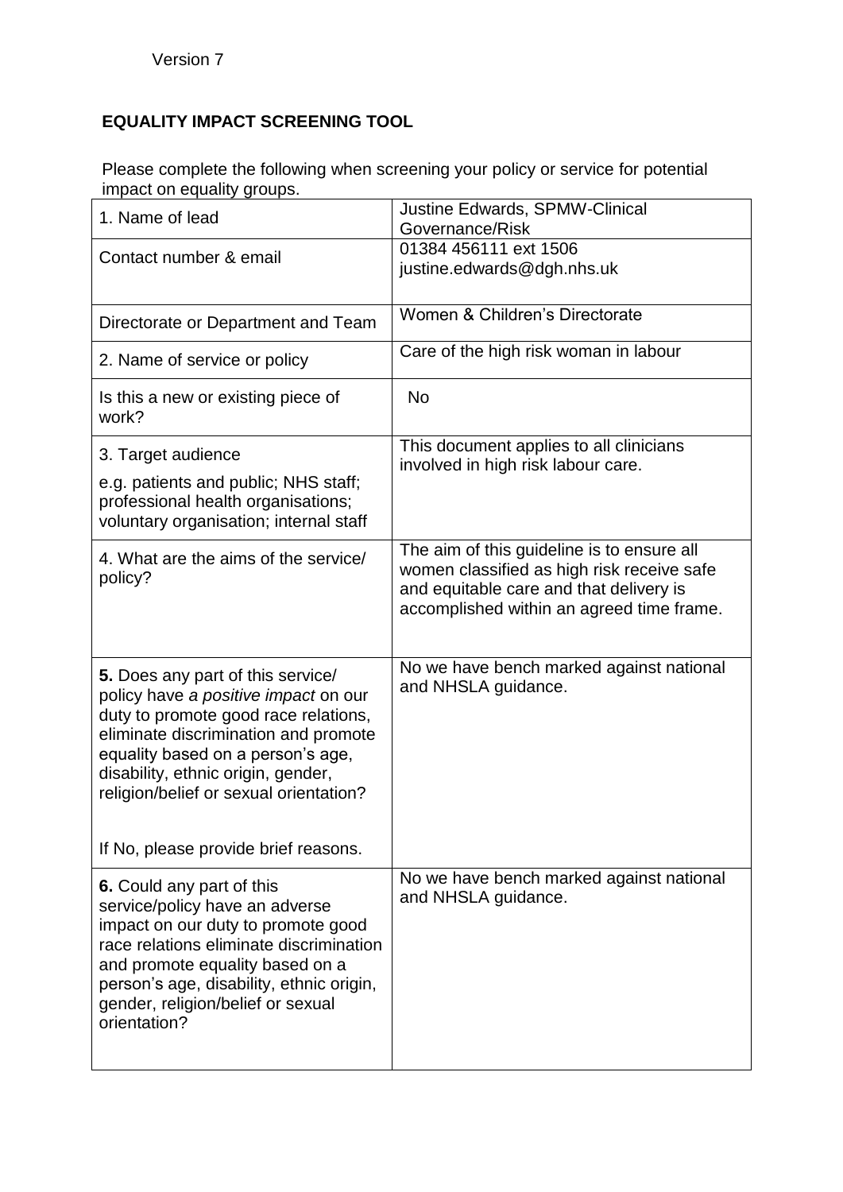Version 7

## EQUALITY IMPACT SCREENING TOOL

Please complete the following when screening your policy or service for potential impact on equality groups.

| | |
|---|---|
| 1. Name of lead | Justine Edwards, SPMW-Clinical Governance/Risk |
| Contact number & email | 01384 456111 ext 1506<br>justine.edwards@dgh.nhs.uk |
| Directorate or Department and Team | Women & Children's Directorate |
| 2. Name of service or policy | Care of the high risk woman in labour |
| Is this a new or existing piece of work? | No |
| 3. Target audience<br>e.g. patients and public; NHS staff; professional health organisations; voluntary organisation; internal staff | This document applies to all clinicians involved in high risk labour care. |
| 4. What are the aims of the service/ policy? | The aim of this guideline is to ensure all women classified as high risk receive safe and equitable care and that delivery is accomplished within an agreed time frame. |
| **5.** Does any part of this service/ policy have *a positive impact* on our duty to promote good race relations, eliminate discrimination and promote equality based on a person's age, disability, ethnic origin, gender, religion/belief or sexual orientation?<br><br>If No, please provide brief reasons. | No we have bench marked against national and NHSLA guidance. |
| **6.** Could any part of this service/policy have an adverse impact on our duty to promote good race relations eliminate discrimination and promote equality based on a person's age, disability, ethnic origin, gender, religion/belief or sexual orientation? | No we have bench marked against national and NHSLA guidance. |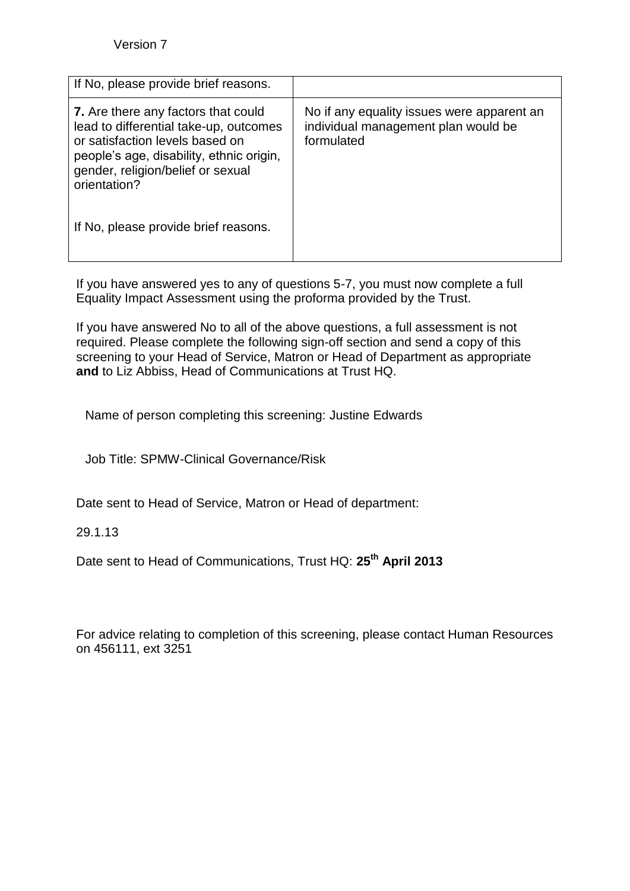| | |
|---|---|
| If No, please provide brief reasons. | |
| **7.** Are there any factors that could lead to differential take-up, outcomes or satisfaction levels based on people's age, disability, ethnic origin, gender, religion/belief or sexual orientation?<br><br>If No, please provide brief reasons. | No if any equality issues were apparent an individual management plan would be formulated |

If you have answered yes to any of questions 5-7, you must now complete a full Equality Impact Assessment using the proforma provided by the Trust.

If you have answered No to all of the above questions, a full assessment is not required. Please complete the following sign-off section and send a copy of this screening to your Head of Service, Matron or Head of Department as appropriate **and** to Liz Abbiss, Head of Communications at Trust HQ.

Name of person completing this screening: Justine Edwards

Job Title: SPMW-Clinical Governance/Risk

Date sent to Head of Service, Matron or Head of department:

29.1.13

Date sent to Head of Communications, Trust HQ: **25th April 2013**

For advice relating to completion of this screening, please contact Human Resources on 456111, ext 3251